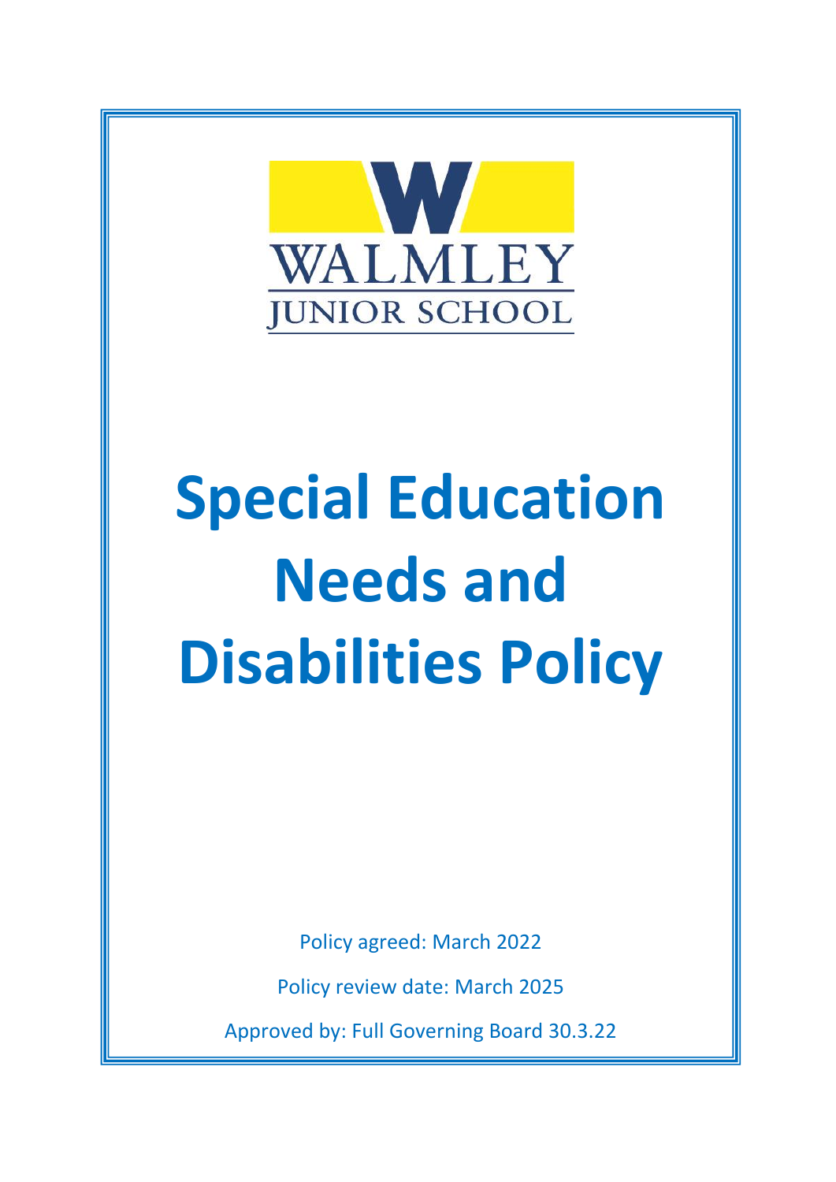WALMLEY
JUNIOR SCHOOL

# Special Education Needs and Disabilities Policy

Policy agreed: March 2022

Policy review date: March 2025

Approved by: Full Governing Board 30.3.22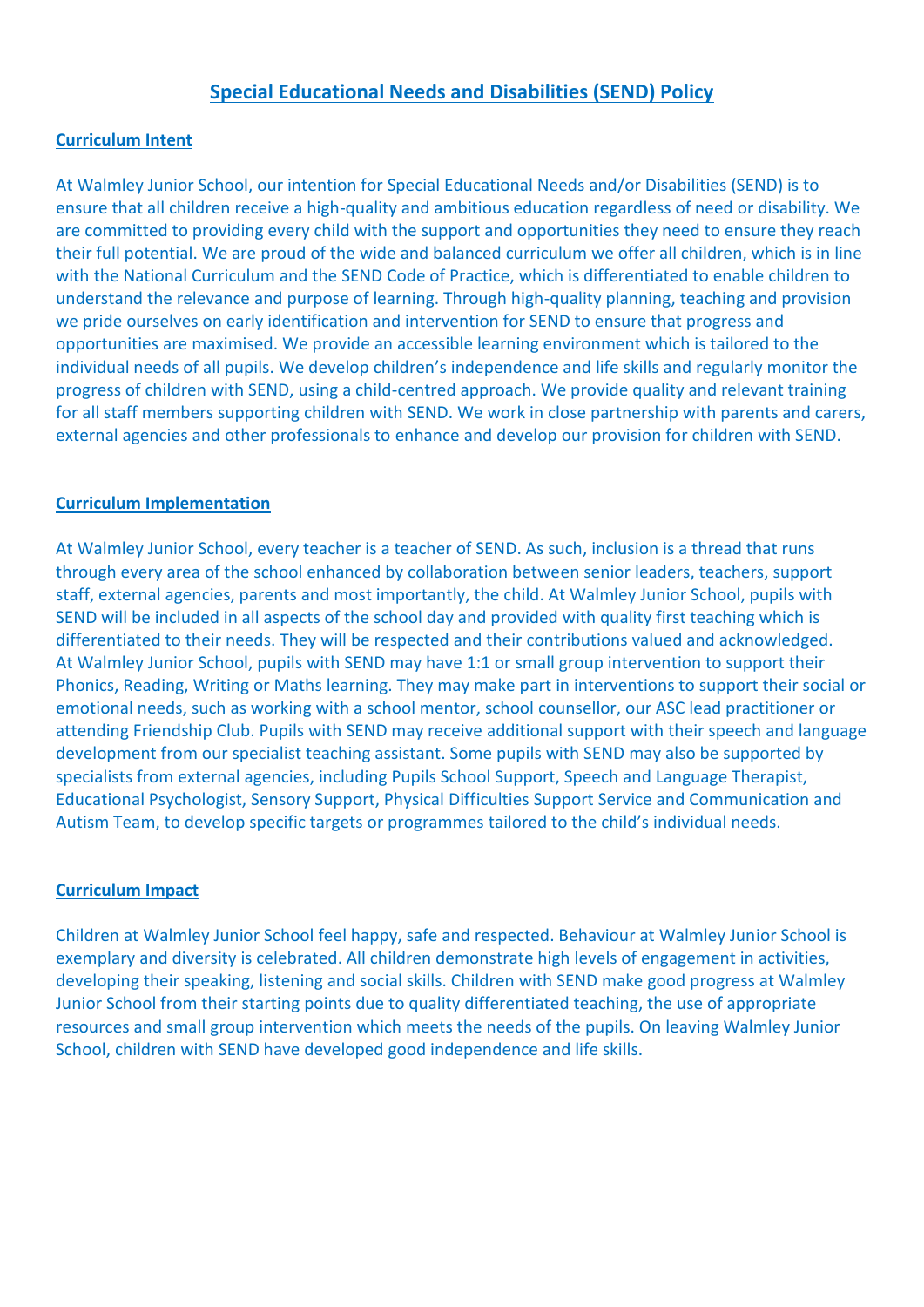# Special Educational Needs and Disabilities (SEND) Policy

## Curriculum Intent

At Walmley Junior School, our intention for Special Educational Needs and/or Disabilities (SEND) is to ensure that all children receive a high-quality and ambitious education regardless of need or disability. We are committed to providing every child with the support and opportunities they need to ensure they reach their full potential. We are proud of the wide and balanced curriculum we offer all children, which is in line with the National Curriculum and the SEND Code of Practice, which is differentiated to enable children to understand the relevance and purpose of learning. Through high-quality planning, teaching and provision we pride ourselves on early identification and intervention for SEND to ensure that progress and opportunities are maximised. We provide an accessible learning environment which is tailored to the individual needs of all pupils. We develop children's independence and life skills and regularly monitor the progress of children with SEND, using a child-centred approach. We provide quality and relevant training for all staff members supporting children with SEND. We work in close partnership with parents and carers, external agencies and other professionals to enhance and develop our provision for children with SEND.

## Curriculum Implementation

At Walmley Junior School, every teacher is a teacher of SEND. As such, inclusion is a thread that runs through every area of the school enhanced by collaboration between senior leaders, teachers, support staff, external agencies, parents and most importantly, the child. At Walmley Junior School, pupils with SEND will be included in all aspects of the school day and provided with quality first teaching which is differentiated to their needs. They will be respected and their contributions valued and acknowledged. At Walmley Junior School, pupils with SEND may have 1:1 or small group intervention to support their Phonics, Reading, Writing or Maths learning. They may make part in interventions to support their social or emotional needs, such as working with a school mentor, school counsellor, our ASC lead practitioner or attending Friendship Club. Pupils with SEND may receive additional support with their speech and language development from our specialist teaching assistant. Some pupils with SEND may also be supported by specialists from external agencies, including Pupils School Support, Speech and Language Therapist, Educational Psychologist, Sensory Support, Physical Difficulties Support Service and Communication and Autism Team, to develop specific targets or programmes tailored to the child's individual needs.

## Curriculum Impact

Children at Walmley Junior School feel happy, safe and respected. Behaviour at Walmley Junior School is exemplary and diversity is celebrated. All children demonstrate high levels of engagement in activities, developing their speaking, listening and social skills. Children with SEND make good progress at Walmley Junior School from their starting points due to quality differentiated teaching, the use of appropriate resources and small group intervention which meets the needs of the pupils. On leaving Walmley Junior School, children with SEND have developed good independence and life skills.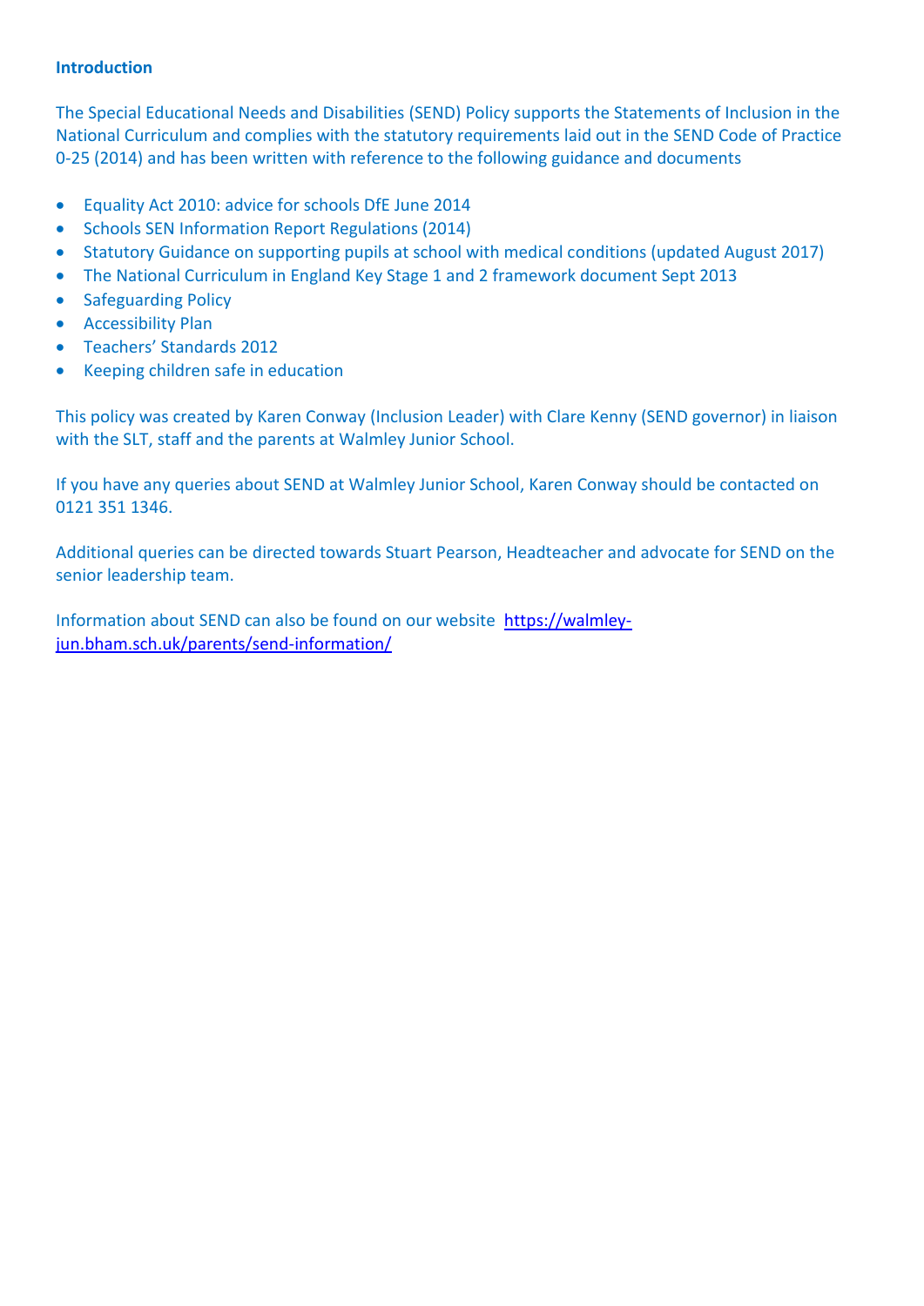## Introduction

The Special Educational Needs and Disabilities (SEND) Policy supports the Statements of Inclusion in the National Curriculum and complies with the statutory requirements laid out in the SEND Code of Practice 0-25 (2014) and has been written with reference to the following guidance and documents

- Equality Act 2010: advice for schools DfE June 2014
- Schools SEN Information Report Regulations (2014)
- Statutory Guidance on supporting pupils at school with medical conditions (updated August 2017)
- The National Curriculum in England Key Stage 1 and 2 framework document Sept 2013
- Safeguarding Policy
- Accessibility Plan
- Teachers' Standards 2012
- Keeping children safe in education

This policy was created by Karen Conway (Inclusion Leader) with Clare Kenny (SEND governor) in liaison with the SLT, staff and the parents at Walmley Junior School.

If you have any queries about SEND at Walmley Junior School, Karen Conway should be contacted on 0121 351 1346.

Additional queries can be directed towards Stuart Pearson, Headteacher and advocate for SEND on the senior leadership team.

Information about SEND can also be found on our website [https://walmley-jun.bham.sch.uk/parents/send-information/](https://walmley-jun.bham.sch.uk/parents/send-information/)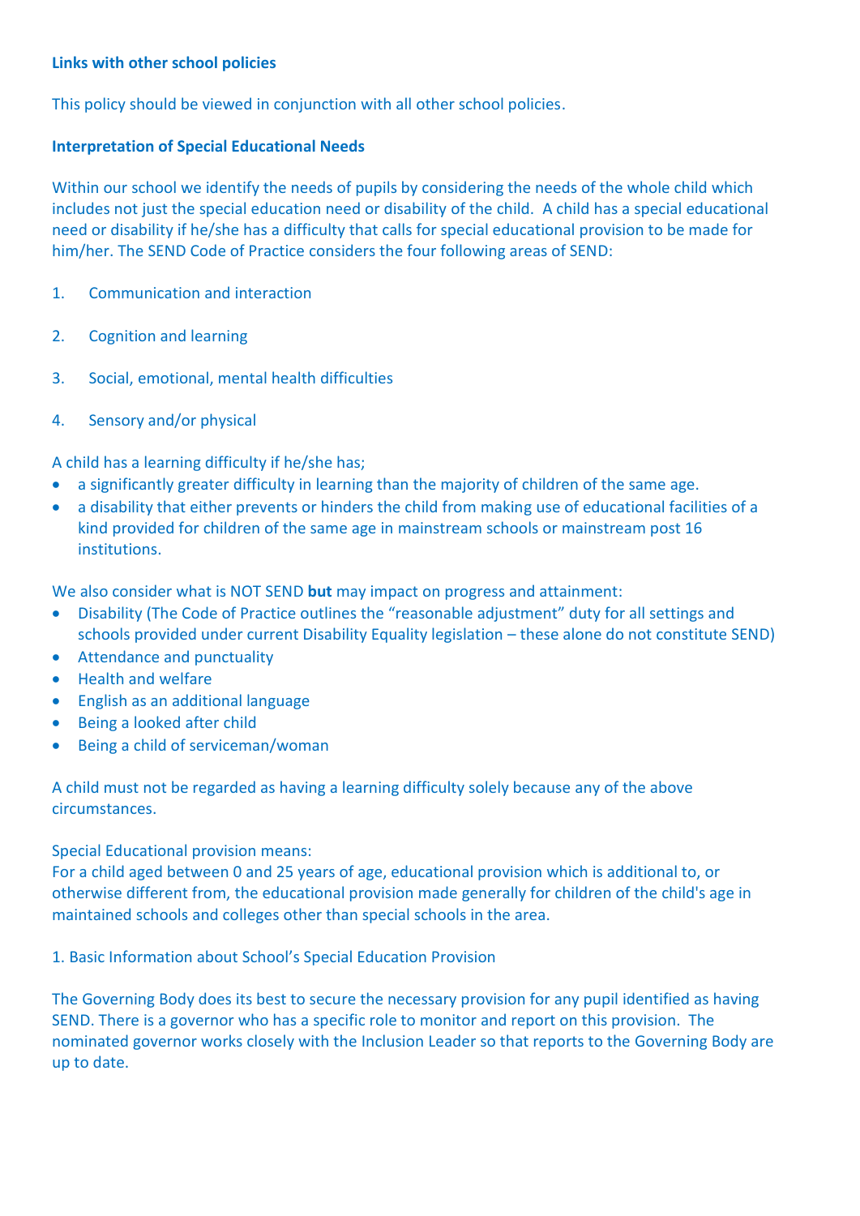**Links with other school policies**

This policy should be viewed in conjunction with all other school policies.

**Interpretation of Special Educational Needs**

Within our school we identify the needs of pupils by considering the needs of the whole child which includes not just the special education need or disability of the child. A child has a special educational need or disability if he/she has a difficulty that calls for special educational provision to be made for him/her. The SEND Code of Practice considers the four following areas of SEND:

1. Communication and interaction
2. Cognition and learning
3. Social, emotional, mental health difficulties
4. Sensory and/or physical

A child has a learning difficulty if he/she has;

- a significantly greater difficulty in learning than the majority of children of the same age.
- a disability that either prevents or hinders the child from making use of educational facilities of a kind provided for children of the same age in mainstream schools or mainstream post 16 institutions.

We also consider what is NOT SEND **but** may impact on progress and attainment:

- Disability (The Code of Practice outlines the "reasonable adjustment" duty for all settings and schools provided under current Disability Equality legislation – these alone do not constitute SEND)
- Attendance and punctuality
- Health and welfare
- English as an additional language
- Being a looked after child
- Being a child of serviceman/woman

A child must not be regarded as having a learning difficulty solely because any of the above circumstances.

Special Educational provision means:
For a child aged between 0 and 25 years of age, educational provision which is additional to, or otherwise different from, the educational provision made generally for children of the child's age in maintained schools and colleges other than special schools in the area.

1. Basic Information about School's Special Education Provision

The Governing Body does its best to secure the necessary provision for any pupil identified as having SEND. There is a governor who has a specific role to monitor and report on this provision. The nominated governor works closely with the Inclusion Leader so that reports to the Governing Body are up to date.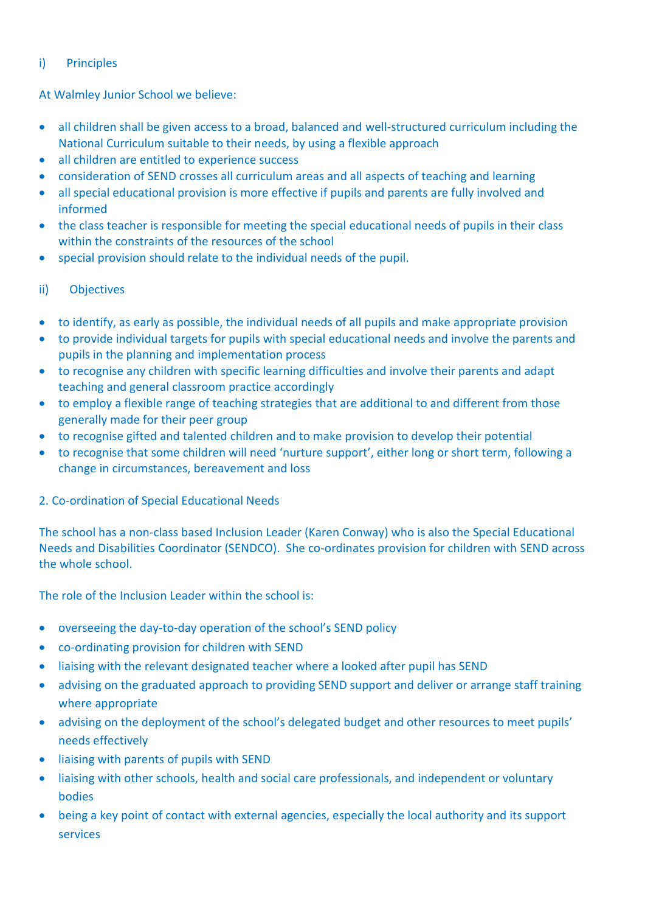### i) Principles

At Walmley Junior School we believe:

- all children shall be given access to a broad, balanced and well-structured curriculum including the National Curriculum suitable to their needs, by using a flexible approach
- all children are entitled to experience success
- consideration of SEND crosses all curriculum areas and all aspects of teaching and learning
- all special educational provision is more effective if pupils and parents are fully involved and informed
- the class teacher is responsible for meeting the special educational needs of pupils in their class within the constraints of the resources of the school
- special provision should relate to the individual needs of the pupil.

### ii) Objectives

- to identify, as early as possible, the individual needs of all pupils and make appropriate provision
- to provide individual targets for pupils with special educational needs and involve the parents and pupils in the planning and implementation process
- to recognise any children with specific learning difficulties and involve their parents and adapt teaching and general classroom practice accordingly
- to employ a flexible range of teaching strategies that are additional to and different from those generally made for their peer group
- to recognise gifted and talented children and to make provision to develop their potential
- to recognise that some children will need 'nurture support', either long or short term, following a change in circumstances, bereavement and loss

## 2. Co-ordination of Special Educational Needs

The school has a non-class based Inclusion Leader (Karen Conway) who is also the Special Educational Needs and Disabilities Coordinator (SENDCO). She co-ordinates provision for children with SEND across the whole school.

The role of the Inclusion Leader within the school is:

- overseeing the day-to-day operation of the school's SEND policy
- co-ordinating provision for children with SEND
- liaising with the relevant designated teacher where a looked after pupil has SEND
- advising on the graduated approach to providing SEND support and deliver or arrange staff training where appropriate
- advising on the deployment of the school's delegated budget and other resources to meet pupils' needs effectively
- liaising with parents of pupils with SEND
- liaising with other schools, health and social care professionals, and independent or voluntary bodies
- being a key point of contact with external agencies, especially the local authority and its support services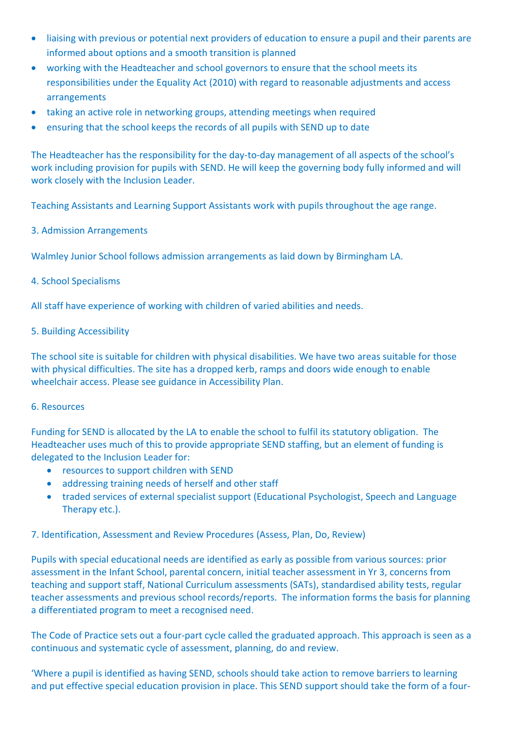- liaising with previous or potential next providers of education to ensure a pupil and their parents are informed about options and a smooth transition is planned
- working with the Headteacher and school governors to ensure that the school meets its responsibilities under the Equality Act (2010) with regard to reasonable adjustments and access arrangements
- taking an active role in networking groups, attending meetings when required
- ensuring that the school keeps the records of all pupils with SEND up to date

The Headteacher has the responsibility for the day-to-day management of all aspects of the school's work including provision for pupils with SEND. He will keep the governing body fully informed and will work closely with the Inclusion Leader.

Teaching Assistants and Learning Support Assistants work with pupils throughout the age range.

3. Admission Arrangements

Walmley Junior School follows admission arrangements as laid down by Birmingham LA.

4. School Specialisms

All staff have experience of working with children of varied abilities and needs.

5. Building Accessibility

The school site is suitable for children with physical disabilities. We have two areas suitable for those with physical difficulties. The site has a dropped kerb, ramps and doors wide enough to enable wheelchair access. Please see guidance in Accessibility Plan.

6. Resources

Funding for SEND is allocated by the LA to enable the school to fulfil its statutory obligation. The Headteacher uses much of this to provide appropriate SEND staffing, but an element of funding is delegated to the Inclusion Leader for:

- resources to support children with SEND
- addressing training needs of herself and other staff
- traded services of external specialist support (Educational Psychologist, Speech and Language Therapy etc.).

7. Identification, Assessment and Review Procedures (Assess, Plan, Do, Review)

Pupils with special educational needs are identified as early as possible from various sources: prior assessment in the Infant School, parental concern, initial teacher assessment in Yr 3, concerns from teaching and support staff, National Curriculum assessments (SATs), standardised ability tests, regular teacher assessments and previous school records/reports. The information forms the basis for planning a differentiated program to meet a recognised need.

The Code of Practice sets out a four-part cycle called the graduated approach. This approach is seen as a continuous and systematic cycle of assessment, planning, do and review.

'Where a pupil is identified as having SEND, schools should take action to remove barriers to learning and put effective special education provision in place. This SEND support should take the form of a four-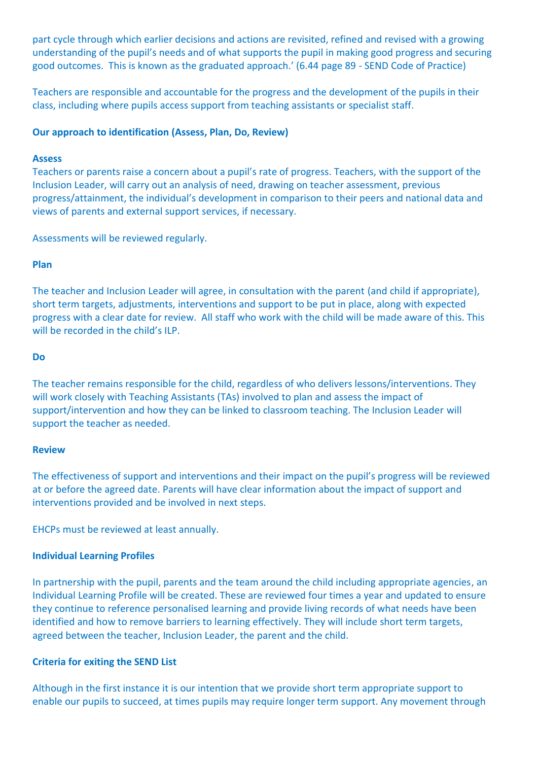part cycle through which earlier decisions and actions are revisited, refined and revised with a growing understanding of the pupil's needs and of what supports the pupil in making good progress and securing good outcomes. This is known as the graduated approach.' (6.44 page 89 - SEND Code of Practice)

Teachers are responsible and accountable for the progress and the development of the pupils in their class, including where pupils access support from teaching assistants or specialist staff.

**Our approach to identification (Assess, Plan, Do, Review)**

**Assess**

Teachers or parents raise a concern about a pupil's rate of progress. Teachers, with the support of the Inclusion Leader, will carry out an analysis of need, drawing on teacher assessment, previous progress/attainment, the individual's development in comparison to their peers and national data and views of parents and external support services, if necessary.

Assessments will be reviewed regularly.

**Plan**

The teacher and Inclusion Leader will agree, in consultation with the parent (and child if appropriate), short term targets, adjustments, interventions and support to be put in place, along with expected progress with a clear date for review. All staff who work with the child will be made aware of this. This will be recorded in the child's ILP.

**Do**

The teacher remains responsible for the child, regardless of who delivers lessons/interventions. They will work closely with Teaching Assistants (TAs) involved to plan and assess the impact of support/intervention and how they can be linked to classroom teaching. The Inclusion Leader will support the teacher as needed.

**Review**

The effectiveness of support and interventions and their impact on the pupil's progress will be reviewed at or before the agreed date. Parents will have clear information about the impact of support and interventions provided and be involved in next steps.

EHCPs must be reviewed at least annually.

**Individual Learning Profiles**

In partnership with the pupil, parents and the team around the child including appropriate agencies, an Individual Learning Profile will be created. These are reviewed four times a year and updated to ensure they continue to reference personalised learning and provide living records of what needs have been identified and how to remove barriers to learning effectively. They will include short term targets, agreed between the teacher, Inclusion Leader, the parent and the child.

**Criteria for exiting the SEND List**

Although in the first instance it is our intention that we provide short term appropriate support to enable our pupils to succeed, at times pupils may require longer term support. Any movement through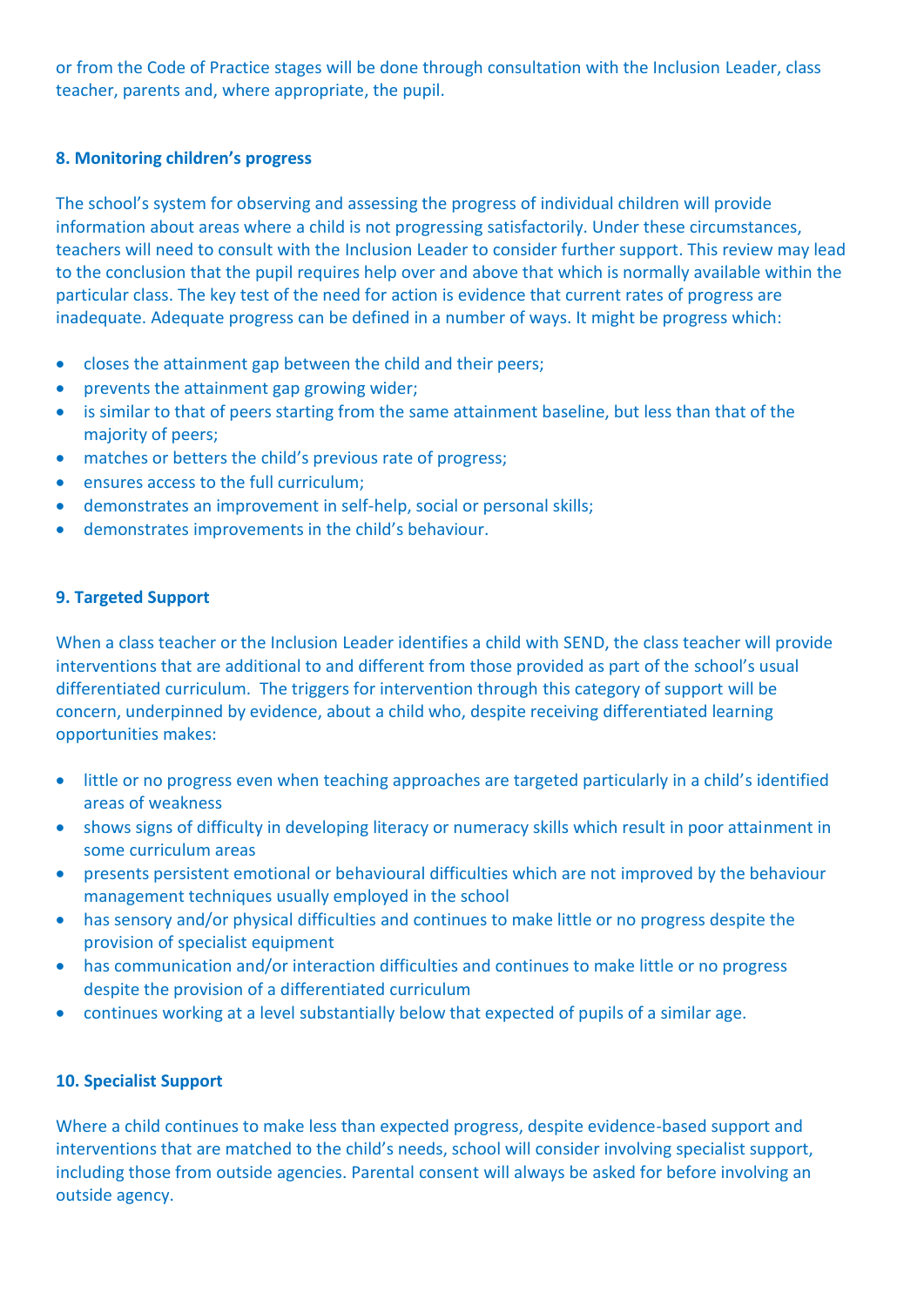or from the Code of Practice stages will be done through consultation with the Inclusion Leader, class teacher, parents and, where appropriate, the pupil.

### 8. Monitoring children's progress

The school's system for observing and assessing the progress of individual children will provide information about areas where a child is not progressing satisfactorily. Under these circumstances, teachers will need to consult with the Inclusion Leader to consider further support. This review may lead to the conclusion that the pupil requires help over and above that which is normally available within the particular class. The key test of the need for action is evidence that current rates of progress are inadequate. Adequate progress can be defined in a number of ways. It might be progress which:

- closes the attainment gap between the child and their peers;
- prevents the attainment gap growing wider;
- is similar to that of peers starting from the same attainment baseline, but less than that of the majority of peers;
- matches or betters the child's previous rate of progress;
- ensures access to the full curriculum;
- demonstrates an improvement in self-help, social or personal skills;
- demonstrates improvements in the child's behaviour.

### 9. Targeted Support

When a class teacher or the Inclusion Leader identifies a child with SEND, the class teacher will provide interventions that are additional to and different from those provided as part of the school's usual differentiated curriculum. The triggers for intervention through this category of support will be concern, underpinned by evidence, about a child who, despite receiving differentiated learning opportunities makes:

- little or no progress even when teaching approaches are targeted particularly in a child's identified areas of weakness
- shows signs of difficulty in developing literacy or numeracy skills which result in poor attainment in some curriculum areas
- presents persistent emotional or behavioural difficulties which are not improved by the behaviour management techniques usually employed in the school
- has sensory and/or physical difficulties and continues to make little or no progress despite the provision of specialist equipment
- has communication and/or interaction difficulties and continues to make little or no progress despite the provision of a differentiated curriculum
- continues working at a level substantially below that expected of pupils of a similar age.

### 10. Specialist Support

Where a child continues to make less than expected progress, despite evidence-based support and interventions that are matched to the child's needs, school will consider involving specialist support, including those from outside agencies. Parental consent will always be asked for before involving an outside agency.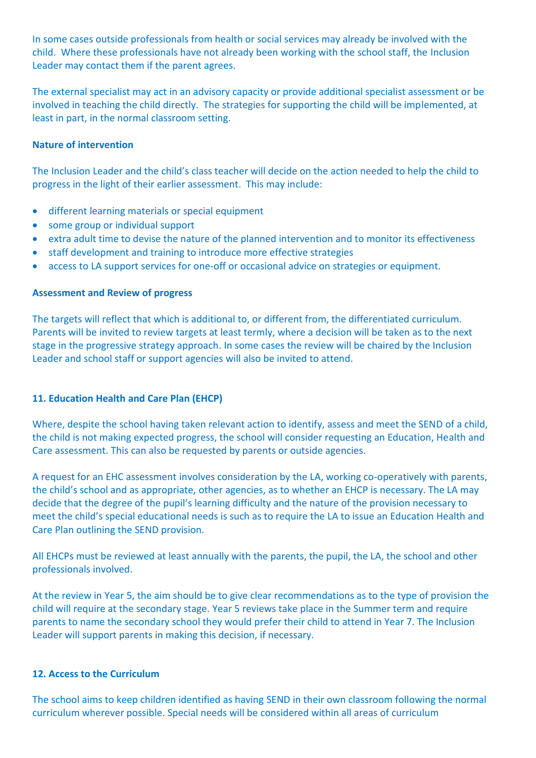In some cases outside professionals from health or social services may already be involved with the child. Where these professionals have not already been working with the school staff, the Inclusion Leader may contact them if the parent agrees.

The external specialist may act in an advisory capacity or provide additional specialist assessment or be involved in teaching the child directly. The strategies for supporting the child will be implemented, at least in part, in the normal classroom setting.

**Nature of intervention**

The Inclusion Leader and the child's class teacher will decide on the action needed to help the child to progress in the light of their earlier assessment. This may include:

- different learning materials or special equipment
- some group or individual support
- extra adult time to devise the nature of the planned intervention and to monitor its effectiveness
- staff development and training to introduce more effective strategies
- access to LA support services for one-off or occasional advice on strategies or equipment.

**Assessment and Review of progress**

The targets will reflect that which is additional to, or different from, the differentiated curriculum. Parents will be invited to review targets at least termly, where a decision will be taken as to the next stage in the progressive strategy approach. In some cases the review will be chaired by the Inclusion Leader and school staff or support agencies will also be invited to attend.

### 11. Education Health and Care Plan (EHCP)

Where, despite the school having taken relevant action to identify, assess and meet the SEND of a child, the child is not making expected progress, the school will consider requesting an Education, Health and Care assessment. This can also be requested by parents or outside agencies.

A request for an EHC assessment involves consideration by the LA, working co-operatively with parents, the child's school and as appropriate, other agencies, as to whether an EHCP is necessary. The LA may decide that the degree of the pupil's learning difficulty and the nature of the provision necessary to meet the child's special educational needs is such as to require the LA to issue an Education Health and Care Plan outlining the SEND provision.

All EHCPs must be reviewed at least annually with the parents, the pupil, the LA, the school and other professionals involved.

At the review in Year 5, the aim should be to give clear recommendations as to the type of provision the child will require at the secondary stage. Year 5 reviews take place in the Summer term and require parents to name the secondary school they would prefer their child to attend in Year 7. The Inclusion Leader will support parents in making this decision, if necessary.

### 12. Access to the Curriculum

The school aims to keep children identified as having SEND in their own classroom following the normal curriculum wherever possible. Special needs will be considered within all areas of curriculum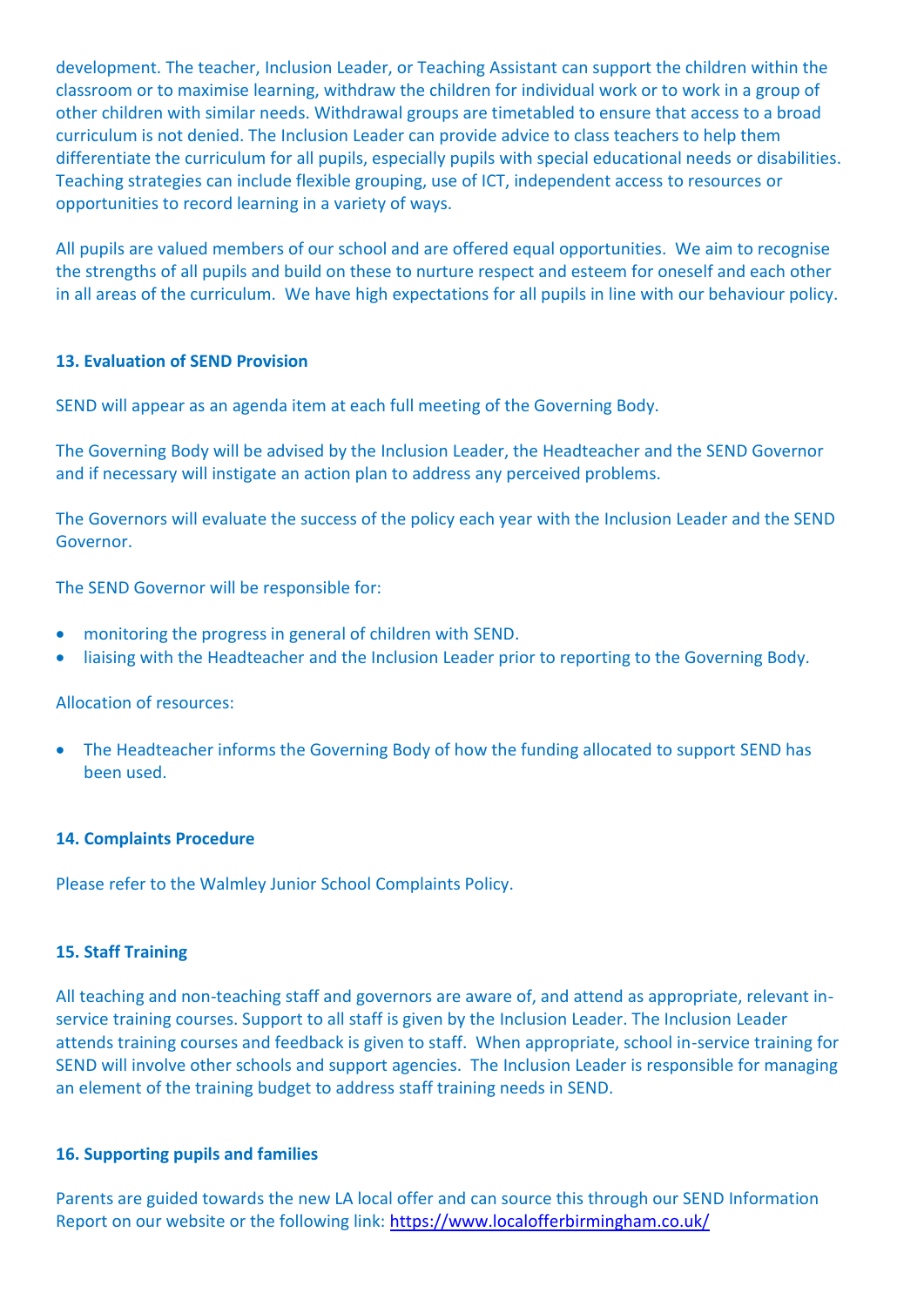development. The teacher, Inclusion Leader, or Teaching Assistant can support the children within the classroom or to maximise learning, withdraw the children for individual work or to work in a group of other children with similar needs. Withdrawal groups are timetabled to ensure that access to a broad curriculum is not denied. The Inclusion Leader can provide advice to class teachers to help them differentiate the curriculum for all pupils, especially pupils with special educational needs or disabilities. Teaching strategies can include flexible grouping, use of ICT, independent access to resources or opportunities to record learning in a variety of ways.

All pupils are valued members of our school and are offered equal opportunities. We aim to recognise the strengths of all pupils and build on these to nurture respect and esteem for oneself and each other in all areas of the curriculum. We have high expectations for all pupils in line with our behaviour policy.

**13. Evaluation of SEND Provision**

SEND will appear as an agenda item at each full meeting of the Governing Body.

The Governing Body will be advised by the Inclusion Leader, the Headteacher and the SEND Governor and if necessary will instigate an action plan to address any perceived problems.

The Governors will evaluate the success of the policy each year with the Inclusion Leader and the SEND Governor.

The SEND Governor will be responsible for:

- monitoring the progress in general of children with SEND.
- liaising with the Headteacher and the Inclusion Leader prior to reporting to the Governing Body.

Allocation of resources:

- The Headteacher informs the Governing Body of how the funding allocated to support SEND has been used.

**14. Complaints Procedure**

Please refer to the Walmley Junior School Complaints Policy.

**15. Staff Training**

All teaching and non-teaching staff and governors are aware of, and attend as appropriate, relevant in-service training courses. Support to all staff is given by the Inclusion Leader. The Inclusion Leader attends training courses and feedback is given to staff. When appropriate, school in-service training for SEND will involve other schools and support agencies. The Inclusion Leader is responsible for managing an element of the training budget to address staff training needs in SEND.

**16. Supporting pupils and families**

Parents are guided towards the new LA local offer and can source this through our SEND Information Report on our website or the following link: https://www.localofferbirmingham.co.uk/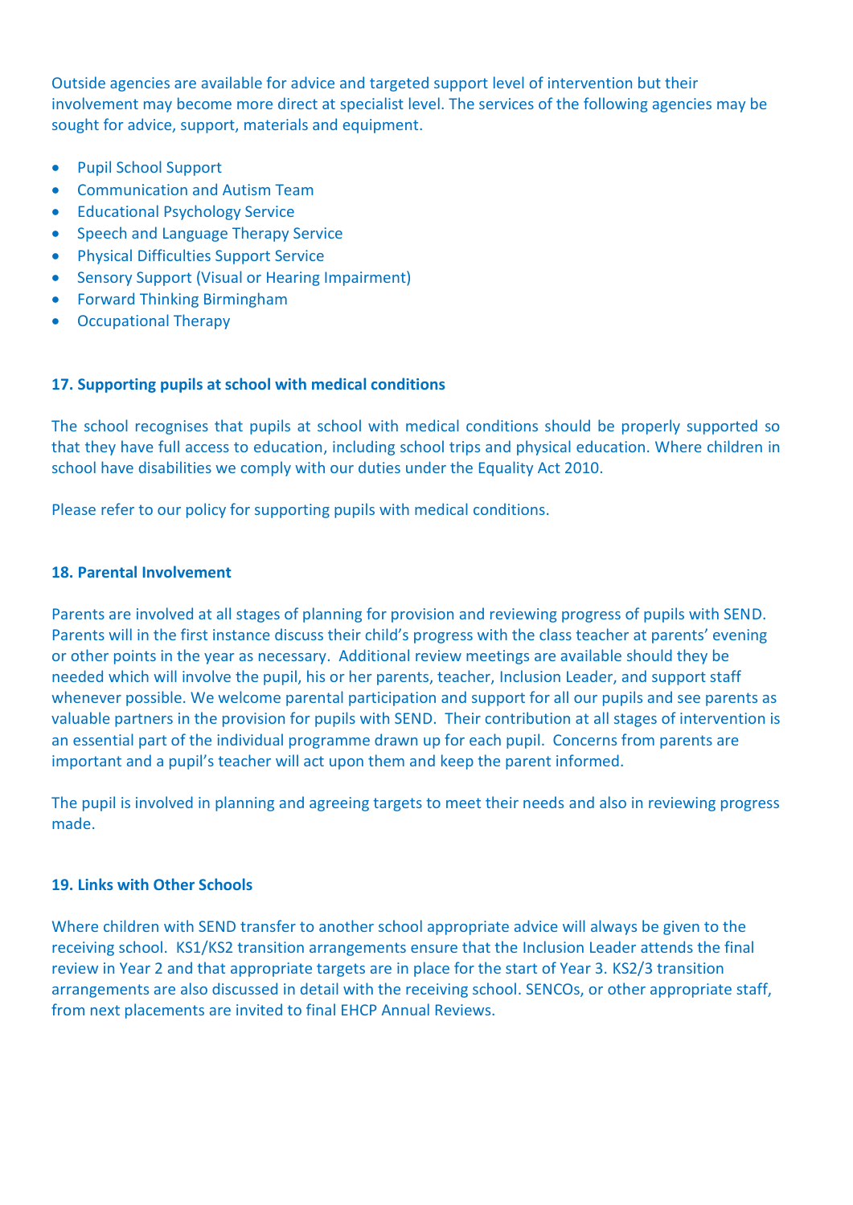Outside agencies are available for advice and targeted support level of intervention but their involvement may become more direct at specialist level. The services of the following agencies may be sought for advice, support, materials and equipment.

- Pupil School Support
- Communication and Autism Team
- Educational Psychology Service
- Speech and Language Therapy Service
- Physical Difficulties Support Service
- Sensory Support (Visual or Hearing Impairment)
- Forward Thinking Birmingham
- Occupational Therapy

### 17. Supporting pupils at school with medical conditions

The school recognises that pupils at school with medical conditions should be properly supported so that they have full access to education, including school trips and physical education. Where children in school have disabilities we comply with our duties under the Equality Act 2010.

Please refer to our policy for supporting pupils with medical conditions.

### 18. Parental Involvement

Parents are involved at all stages of planning for provision and reviewing progress of pupils with SEND. Parents will in the first instance discuss their child's progress with the class teacher at parents' evening or other points in the year as necessary. Additional review meetings are available should they be needed which will involve the pupil, his or her parents, teacher, Inclusion Leader, and support staff whenever possible. We welcome parental participation and support for all our pupils and see parents as valuable partners in the provision for pupils with SEND. Their contribution at all stages of intervention is an essential part of the individual programme drawn up for each pupil. Concerns from parents are important and a pupil's teacher will act upon them and keep the parent informed.

The pupil is involved in planning and agreeing targets to meet their needs and also in reviewing progress made.

### 19. Links with Other Schools

Where children with SEND transfer to another school appropriate advice will always be given to the receiving school. KS1/KS2 transition arrangements ensure that the Inclusion Leader attends the final review in Year 2 and that appropriate targets are in place for the start of Year 3. KS2/3 transition arrangements are also discussed in detail with the receiving school. SENCOs, or other appropriate staff, from next placements are invited to final EHCP Annual Reviews.